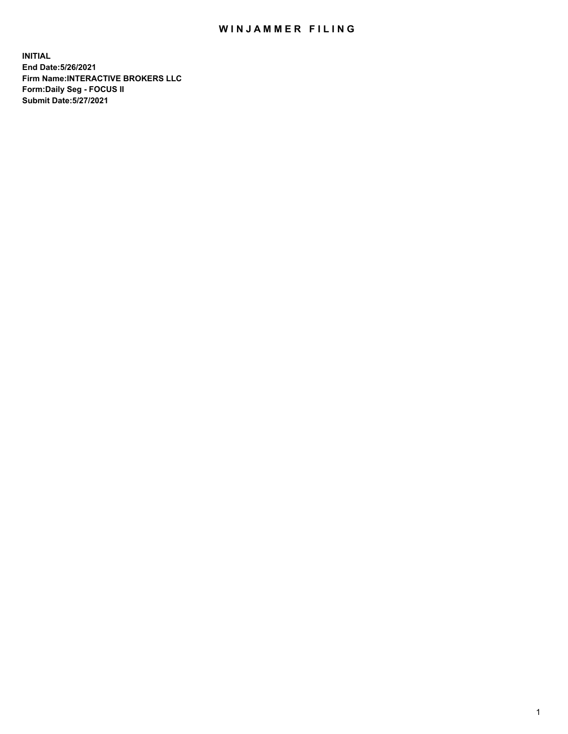# WINJAMMER FILING

**INITIAL**
**End Date:5/26/2021**
**Firm Name:INTERACTIVE BROKERS LLC**
**Form:Daily Seg - FOCUS II**
**Submit Date:5/27/2021**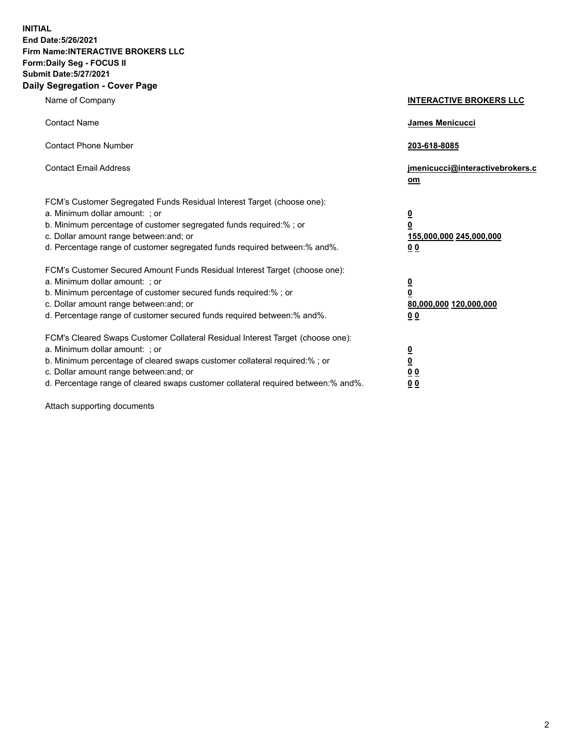**INITIAL**
**End Date:5/26/2021**
**Firm Name:INTERACTIVE BROKERS LLC**
**Form:Daily Seg - FOCUS II**
**Submit Date:5/27/2021**

**Daily Segregation - Cover Page**

| | |
|---|---|
| Name of Company | **INTERACTIVE BROKERS LLC** |
| Contact Name | **James Menicucci** |
| Contact Phone Number | **203-618-8085** |
| Contact Email Address | **jmenicucci@interactivebrokers.com** |
| FCM's Customer Segregated Funds Residual Interest Target (choose one): | |
| a. Minimum dollar amount: ; or | **0** |
| b. Minimum percentage of customer segregated funds required:% ; or | **0** |
| c. Dollar amount range between:and; or | **155,000,000 245,000,000** |
| d. Percentage range of customer segregated funds required between:% and%. | **0 0** |
| FCM's Customer Secured Amount Funds Residual Interest Target (choose one): | |
| a. Minimum dollar amount: ; or | **0** |
| b. Minimum percentage of customer secured funds required:% ; or | **0** |
| c. Dollar amount range between:and; or | **80,000,000 120,000,000** |
| d. Percentage range of customer secured funds required between:% and%. | **0 0** |
| FCM's Cleared Swaps Customer Collateral Residual Interest Target (choose one): | |
| a. Minimum dollar amount: ; or | **0** |
| b. Minimum percentage of cleared swaps customer collateral required:% ; or | **0** |
| c. Dollar amount range between:and; or | **0 0** |
| d. Percentage range of cleared swaps customer collateral required between:% and%. | **0 0** |

Attach supporting documents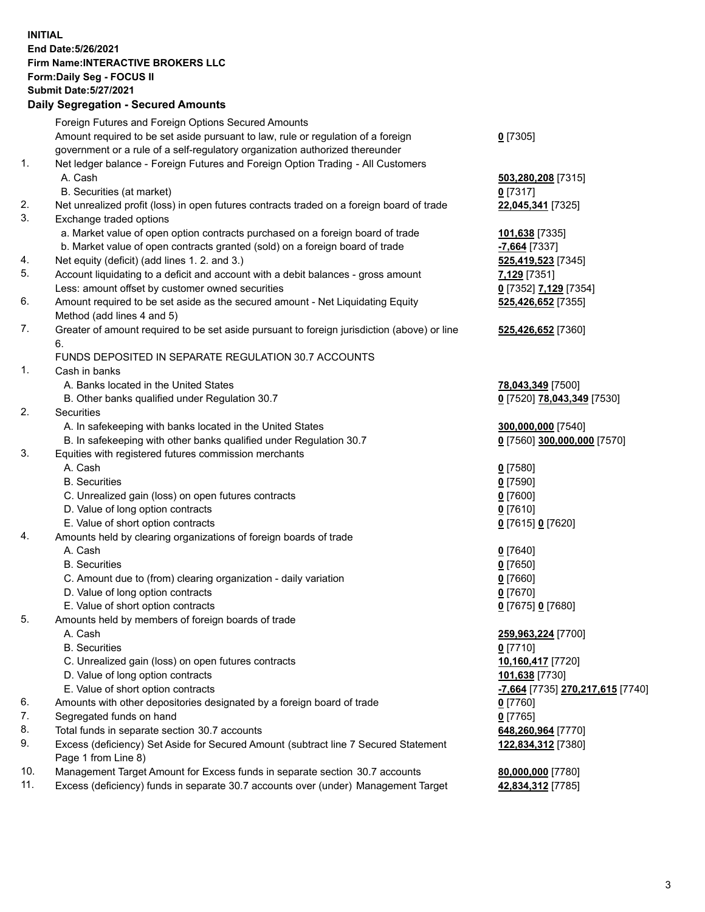**INITIAL**
**End Date:5/26/2021**
**Firm Name:INTERACTIVE BROKERS LLC**
**Form:Daily Seg - FOCUS II**
**Submit Date:5/27/2021**

**Daily Segregation - Secured Amounts**

| | | |
|---|---|---|
| | Foreign Futures and Foreign Options Secured Amounts | |
| | Amount required to be set aside pursuant to law, rule or regulation of a foreign government or a rule of a self-regulatory organization authorized thereunder | **0** [7305] |
| 1. | Net ledger balance - Foreign Futures and Foreign Option Trading - All Customers | |
| | A. Cash | **503,280,208** [7315] |
| | B. Securities (at market) | **0** [7317] |
| 2. | Net unrealized profit (loss) in open futures contracts traded on a foreign board of trade | **22,045,341** [7325] |
| 3. | Exchange traded options | |
| | a. Market value of open option contracts purchased on a foreign board of trade | **101,638** [7335] |
| | b. Market value of open contracts granted (sold) on a foreign board of trade | **-7,664** [7337] |
| 4. | Net equity (deficit) (add lines 1. 2. and 3.) | **525,419,523** [7345] |
| 5. | Account liquidating to a deficit and account with a debit balances - gross amount | **7,129** [7351] |
| | Less: amount offset by customer owned securities | **0** [7352] **7,129** [7354] |
| 6. | Amount required to be set aside as the secured amount - Net Liquidating Equity Method (add lines 4 and 5) | **525,426,652** [7355] |
| 7. | Greater of amount required to be set aside pursuant to foreign jurisdiction (above) or line 6. | **525,426,652** [7360] |
| | FUNDS DEPOSITED IN SEPARATE REGULATION 30.7 ACCOUNTS | |
| 1. | Cash in banks | |
| | A. Banks located in the United States | **78,043,349** [7500] |
| | B. Other banks qualified under Regulation 30.7 | **0** [7520] **78,043,349** [7530] |
| 2. | Securities | |
| | A. In safekeeping with banks located in the United States | **300,000,000** [7540] |
| | B. In safekeeping with other banks qualified under Regulation 30.7 | **0** [7560] **300,000,000** [7570] |
| 3. | Equities with registered futures commission merchants | |
| | A. Cash | **0** [7580] |
| | B. Securities | **0** [7590] |
| | C. Unrealized gain (loss) on open futures contracts | **0** [7600] |
| | D. Value of long option contracts | **0** [7610] |
| | E. Value of short option contracts | **0** [7615] **0** [7620] |
| 4. | Amounts held by clearing organizations of foreign boards of trade | |
| | A. Cash | **0** [7640] |
| | B. Securities | **0** [7650] |
| | C. Amount due to (from) clearing organization - daily variation | **0** [7660] |
| | D. Value of long option contracts | **0** [7670] |
| | E. Value of short option contracts | **0** [7675] **0** [7680] |
| 5. | Amounts held by members of foreign boards of trade | |
| | A. Cash | **259,963,224** [7700] |
| | B. Securities | **0** [7710] |
| | C. Unrealized gain (loss) on open futures contracts | **10,160,417** [7720] |
| | D. Value of long option contracts | **101,638** [7730] |
| | E. Value of short option contracts | **-7,664** [7735] **270,217,615** [7740] |
| 6. | Amounts with other depositories designated by a foreign board of trade | **0** [7760] |
| 7. | Segregated funds on hand | **0** [7765] |
| 8. | Total funds in separate section 30.7 accounts | **648,260,964** [7770] |
| 9. | Excess (deficiency) Set Aside for Secured Amount (subtract line 7 Secured Statement Page 1 from Line 8) | **122,834,312** [7380] |
| 10. | Management Target Amount for Excess funds in separate section 30.7 accounts | **80,000,000** [7780] |
| 11. | Excess (deficiency) funds in separate 30.7 accounts over (under) Management Target | **42,834,312** [7785] |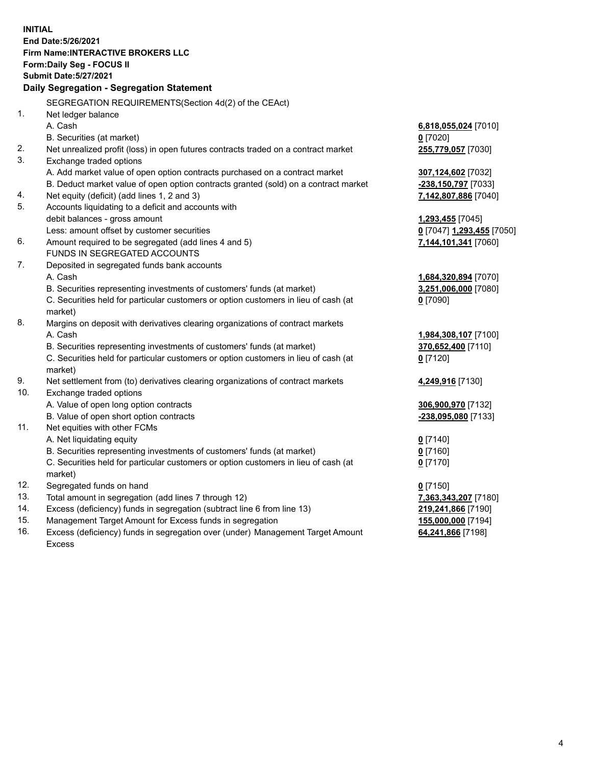**INITIAL**
**End Date:5/26/2021**
**Firm Name:INTERACTIVE BROKERS LLC**
**Form:Daily Seg - FOCUS II**
**Submit Date:5/27/2021**

**Daily Segregation - Segregation Statement**

SEGREGATION REQUIREMENTS(Section 4d(2) of the CEAct)

| | | |
|---|---|---|
| 1. | Net ledger balance | |
| | A. Cash | **6,818,055,024** [7010] |
| | B. Securities (at market) | **0** [7020] |
| 2. | Net unrealized profit (loss) in open futures contracts traded on a contract market | **255,779,057** [7030] |
| 3. | Exchange traded options | |
| | A. Add market value of open option contracts purchased on a contract market | **307,124,602** [7032] |
| | B. Deduct market value of open option contracts granted (sold) on a contract market | **-238,150,797** [7033] |
| 4. | Net equity (deficit) (add lines 1, 2 and 3) | **7,142,807,886** [7040] |
| 5. | Accounts liquidating to a deficit and accounts with debit balances - gross amount | **1,293,455** [7045] |
| | Less: amount offset by customer securities | **0** [7047] **1,293,455** [7050] |
| 6. | Amount required to be segregated (add lines 4 and 5) | **7,144,101,341** [7060] |
| | FUNDS IN SEGREGATED ACCOUNTS | |
| 7. | Deposited in segregated funds bank accounts | |
| | A. Cash | **1,684,320,894** [7070] |
| | B. Securities representing investments of customers' funds (at market) | **3,251,006,000** [7080] |
| | C. Securities held for particular customers or option customers in lieu of cash (at market) | **0** [7090] |
| 8. | Margins on deposit with derivatives clearing organizations of contract markets | |
| | A. Cash | **1,984,308,107** [7100] |
| | B. Securities representing investments of customers' funds (at market) | **370,652,400** [7110] |
| | C. Securities held for particular customers or option customers in lieu of cash (at market) | **0** [7120] |
| 9. | Net settlement from (to) derivatives clearing organizations of contract markets | **4,249,916** [7130] |
| 10. | Exchange traded options | |
| | A. Value of open long option contracts | **306,900,970** [7132] |
| | B. Value of open short option contracts | **-238,095,080** [7133] |
| 11. | Net equities with other FCMs | |
| | A. Net liquidating equity | **0** [7140] |
| | B. Securities representing investments of customers' funds (at market) | **0** [7160] |
| | C. Securities held for particular customers or option customers in lieu of cash (at market) | **0** [7170] |
| 12. | Segregated funds on hand | **0** [7150] |
| 13. | Total amount in segregation (add lines 7 through 12) | **7,363,343,207** [7180] |
| 14. | Excess (deficiency) funds in segregation (subtract line 6 from line 13) | **219,241,866** [7190] |
| 15. | Management Target Amount for Excess funds in segregation | **155,000,000** [7194] |
| 16. | Excess (deficiency) funds in segregation over (under) Management Target Amount Excess | **64,241,866** [7198] |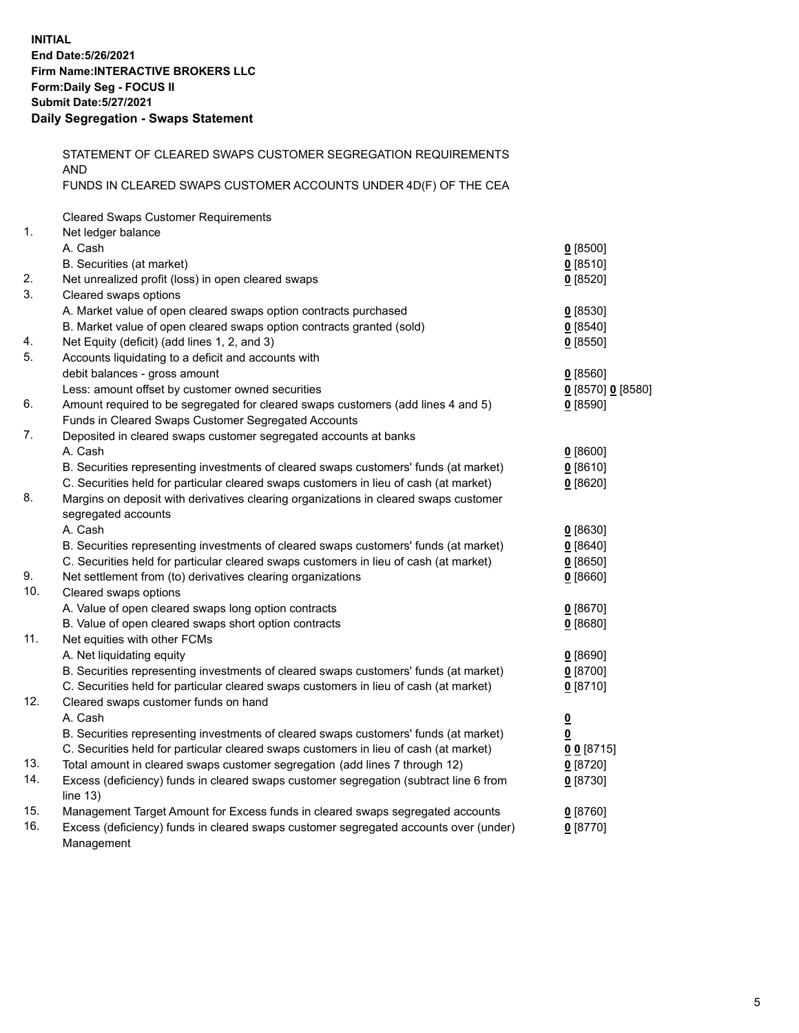**INITIAL**
**End Date:5/26/2021**
**Firm Name:INTERACTIVE BROKERS LLC**
**Form:Daily Seg - FOCUS II**
**Submit Date:5/27/2021**
**Daily Segregation - Swaps Statement**

STATEMENT OF CLEARED SWAPS CUSTOMER SEGREGATION REQUIREMENTS AND FUNDS IN CLEARED SWAPS CUSTOMER ACCOUNTS UNDER 4D(F) OF THE CEA

| | | |
|---|---|---|
| | Cleared Swaps Customer Requirements | |
| 1. | Net ledger balance | |
| | A. Cash | 0 [8500] |
| | B. Securities (at market) | 0 [8510] |
| 2. | Net unrealized profit (loss) in open cleared swaps | 0 [8520] |
| 3. | Cleared swaps options | |
| | A. Market value of open cleared swaps option contracts purchased | 0 [8530] |
| | B. Market value of open cleared swaps option contracts granted (sold) | 0 [8540] |
| 4. | Net Equity (deficit) (add lines 1, 2, and 3) | 0 [8550] |
| 5. | Accounts liquidating to a deficit and accounts with debit balances - gross amount | 0 [8560] |
| | Less: amount offset by customer owned securities | 0 [8570] 0 [8580] |
| 6. | Amount required to be segregated for cleared swaps customers (add lines 4 and 5) | 0 [8590] |
| | Funds in Cleared Swaps Customer Segregated Accounts | |
| 7. | Deposited in cleared swaps customer segregated accounts at banks | |
| | A. Cash | 0 [8600] |
| | B. Securities representing investments of cleared swaps customers' funds (at market) | 0 [8610] |
| | C. Securities held for particular cleared swaps customers in lieu of cash (at market) | 0 [8620] |
| 8. | Margins on deposit with derivatives clearing organizations in cleared swaps customer segregated accounts | |
| | A. Cash | 0 [8630] |
| | B. Securities representing investments of cleared swaps customers' funds (at market) | 0 [8640] |
| | C. Securities held for particular cleared swaps customers in lieu of cash (at market) | 0 [8650] |
| 9. | Net settlement from (to) derivatives clearing organizations | 0 [8660] |
| 10. | Cleared swaps options | |
| | A. Value of open cleared swaps long option contracts | 0 [8670] |
| | B. Value of open cleared swaps short option contracts | 0 [8680] |
| 11. | Net equities with other FCMs | |
| | A. Net liquidating equity | 0 [8690] |
| | B. Securities representing investments of cleared swaps customers' funds (at market) | 0 [8700] |
| | C. Securities held for particular cleared swaps customers in lieu of cash (at market) | 0 [8710] |
| 12. | Cleared swaps customer funds on hand | |
| | A. Cash | 0 |
| | B. Securities representing investments of cleared swaps customers' funds (at market) | 0 |
| | C. Securities held for particular cleared swaps customers in lieu of cash (at market) | 0 0 [8715] |
| 13. | Total amount in cleared swaps customer segregation (add lines 7 through 12) | 0 [8720] |
| 14. | Excess (deficiency) funds in cleared swaps customer segregation (subtract line 6 from line 13) | 0 [8730] |
| 15. | Management Target Amount for Excess funds in cleared swaps segregated accounts | 0 [8760] |
| 16. | Excess (deficiency) funds in cleared swaps customer segregated accounts over (under) Management | 0 [8770] |